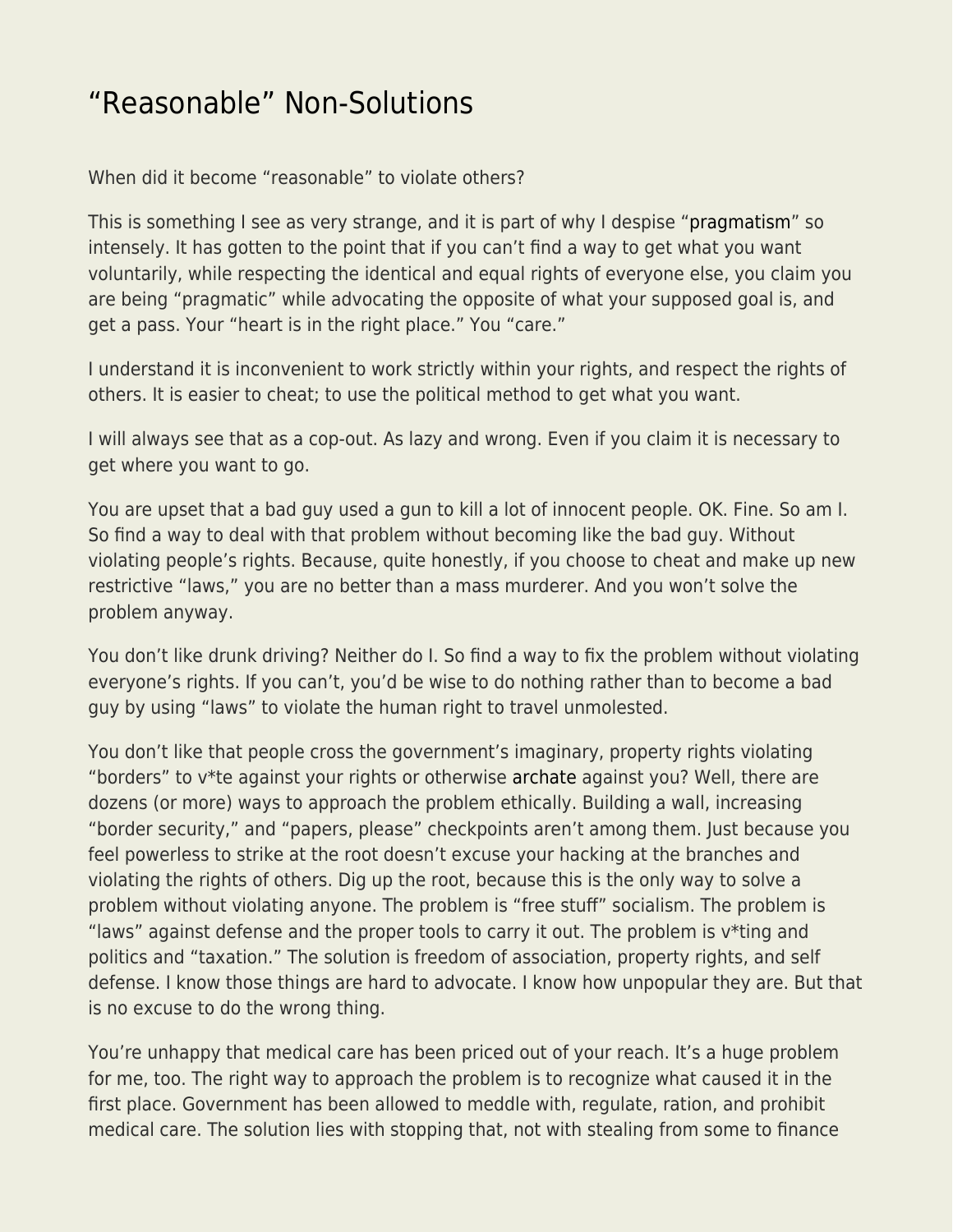# “Reasonable” Non-Solutions

When did it become “reasonable” to violate others?

This is something I see as very strange, and it is part of why I despise “pragmatism” so intensely. It has gotten to the point that if you can’t find a way to get what you want voluntarily, while respecting the identical and equal rights of everyone else, you claim you are being “pragmatic” while advocating the opposite of what your supposed goal is, and get a pass. Your “heart is in the right place.” You “care.”

I understand it is inconvenient to work strictly within your rights, and respect the rights of others. It is easier to cheat; to use the political method to get what you want.

I will always see that as a cop-out. As lazy and wrong. Even if you claim it is necessary to get where you want to go.

You are upset that a bad guy used a gun to kill a lot of innocent people. OK. Fine. So am I. So find a way to deal with that problem without becoming like the bad guy. Without violating people’s rights. Because, quite honestly, if you choose to cheat and make up new restrictive “laws,” you are no better than a mass murderer. And you won’t solve the problem anyway.

You don’t like drunk driving? Neither do I. So find a way to fix the problem without violating everyone’s rights. If you can’t, you’d be wise to do nothing rather than to become a bad guy by using “laws” to violate the human right to travel unmolested.

You don’t like that people cross the government’s imaginary, property rights violating “borders” to v*te against your rights or otherwise archate against you? Well, there are dozens (or more) ways to approach the problem ethically. Building a wall, increasing “border security,” and “papers, please” checkpoints aren’t among them. Just because you feel powerless to strike at the root doesn’t excuse your hacking at the branches and violating the rights of others. Dig up the root, because this is the only way to solve a problem without violating anyone. The problem is “free stuff” socialism. The problem is “laws” against defense and the proper tools to carry it out. The problem is v*ting and politics and “taxation.” The solution is freedom of association, property rights, and self defense. I know those things are hard to advocate. I know how unpopular they are. But that is no excuse to do the wrong thing.

You’re unhappy that medical care has been priced out of your reach. It’s a huge problem for me, too. The right way to approach the problem is to recognize what caused it in the first place. Government has been allowed to meddle with, regulate, ration, and prohibit medical care. The solution lies with stopping that, not with stealing from some to finance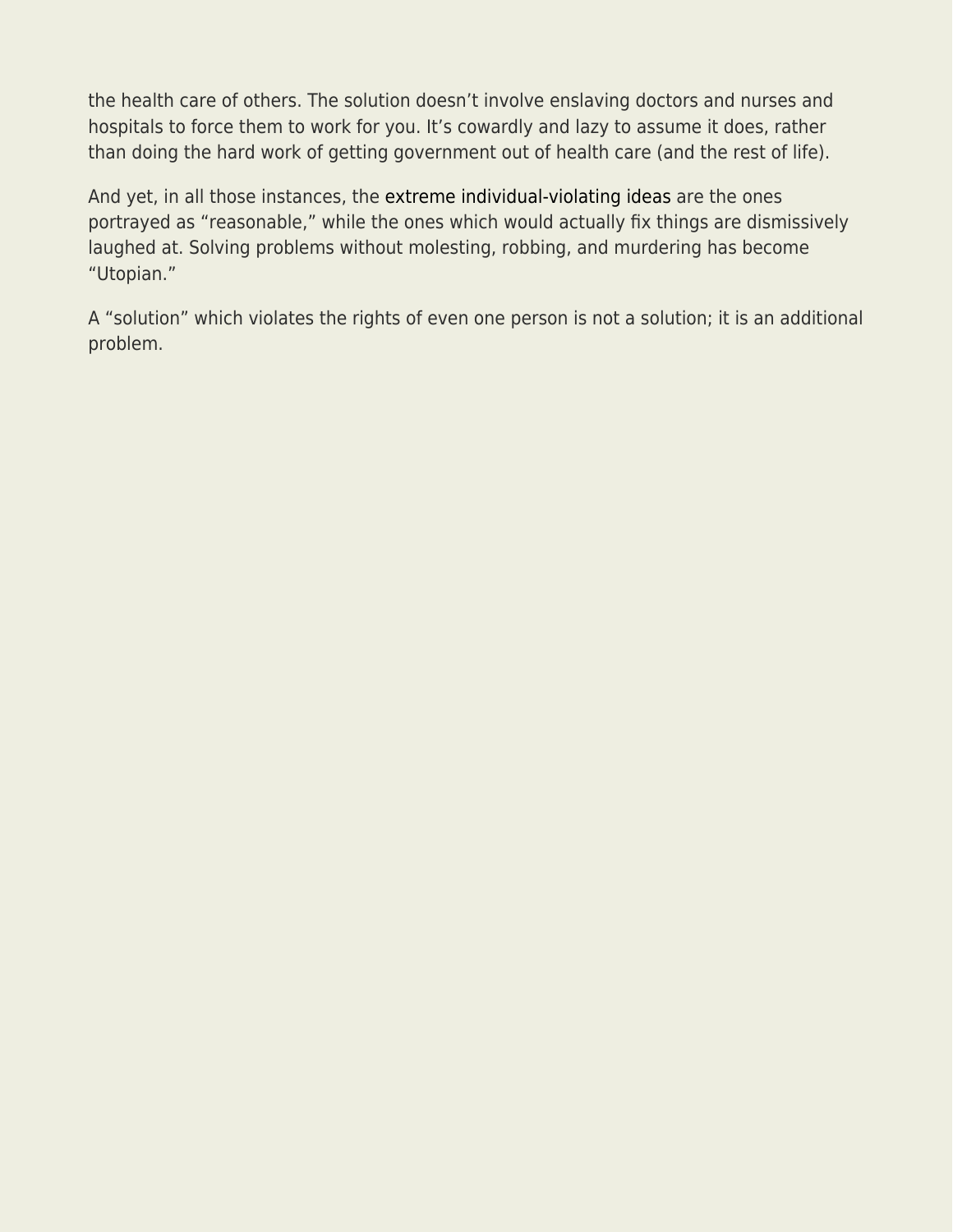the health care of others. The solution doesn't involve enslaving doctors and nurses and hospitals to force them to work for you. It's cowardly and lazy to assume it does, rather than doing the hard work of getting government out of health care (and the rest of life).

And yet, in all those instances, the extreme individual-violating ideas are the ones portrayed as "reasonable," while the ones which would actually fix things are dismissively laughed at. Solving problems without molesting, robbing, and murdering has become "Utopian."

A "solution" which violates the rights of even one person is not a solution; it is an additional problem.